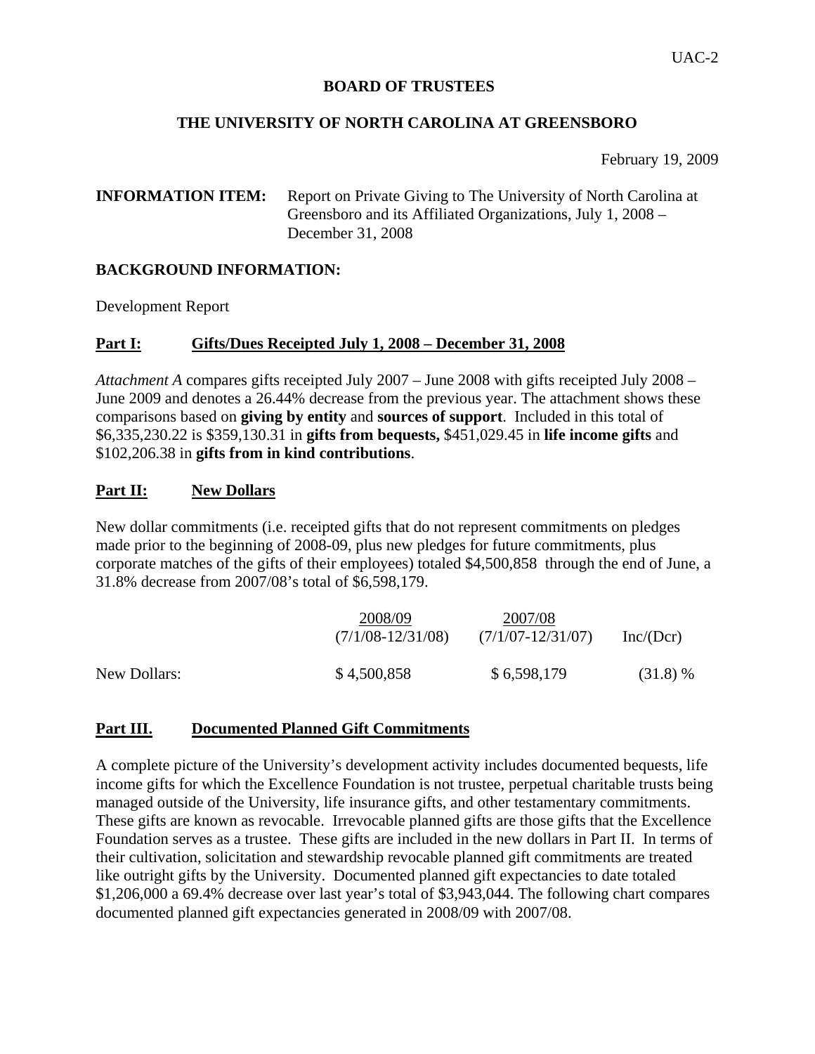UAC-2

**BOARD OF TRUSTEES**

**THE UNIVERSITY OF NORTH CAROLINA AT GREENSBORO**

February 19, 2009

**INFORMATION ITEM:** Report on Private Giving to The University of North Carolina at Greensboro and its Affiliated Organizations, July 1, 2008 – December 31, 2008

**BACKGROUND INFORMATION:**

Development Report

## Part I: Gifts/Dues Receipted July 1, 2008 – December 31, 2008

*Attachment A* compares gifts receipted July 2007 – June 2008 with gifts receipted July 2008 – June 2009 and denotes a 26.44% decrease from the previous year. The attachment shows these comparisons based on **giving by entity** and **sources of support**. Included in this total of $6,335,230.22 is $359,130.31 in **gifts from bequests,** $451,029.45 in **life income gifts** and $102,206.38 in **gifts from in kind contributions**.

## Part II: New Dollars

New dollar commitments (i.e. receipted gifts that do not represent commitments on pledges made prior to the beginning of 2008-09, plus new pledges for future commitments, plus corporate matches of the gifts of their employees) totaled $4,500,858 through the end of June, a 31.8% decrease from 2007/08's total of $6,598,179.

| | 2008/09 (7/1/08-12/31/08) | 2007/08 (7/1/07-12/31/07) | Inc/(Dcr) |
|---|---|---|---|
| New Dollars: | $ 4,500,858 | $ 6,598,179 | (31.8) % |

## Part III. Documented Planned Gift Commitments

A complete picture of the University's development activity includes documented bequests, life income gifts for which the Excellence Foundation is not trustee, perpetual charitable trusts being managed outside of the University, life insurance gifts, and other testamentary commitments. These gifts are known as revocable. Irrevocable planned gifts are those gifts that the Excellence Foundation serves as a trustee. These gifts are included in the new dollars in Part II. In terms of their cultivation, solicitation and stewardship revocable planned gift commitments are treated like outright gifts by the University. Documented planned gift expectancies to date totaled $1,206,000 a 69.4% decrease over last year's total of $3,943,044. The following chart compares documented planned gift expectancies generated in 2008/09 with 2007/08.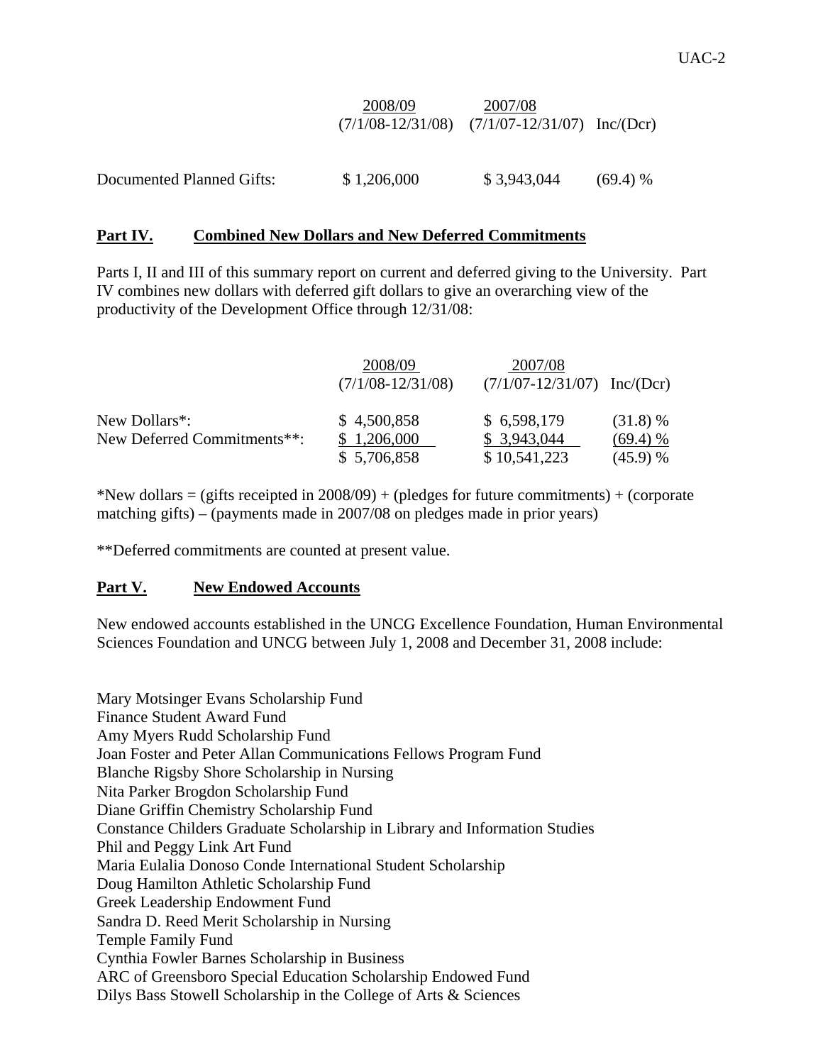| | 2008/09 (7/1/08-12/31/08) | 2007/08 (7/1/07-12/31/07) | Inc/(Dcr) |
|---|---|---|---|
| Documented Planned Gifts: | $ 1,206,000 | $ 3,943,044 | (69.4) % |

**Part IV.** **Combined New Dollars and New Deferred Commitments**

Parts I, II and III of this summary report on current and deferred giving to the University. Part IV combines new dollars with deferred gift dollars to give an overarching view of the productivity of the Development Office through 12/31/08:

| | 2008/09 (7/1/08-12/31/08) | 2007/08 (7/1/07-12/31/07) | Inc/(Dcr) |
|---|---|---|---|
| New Dollars*: | $ 4,500,858 | $ 6,598,179 | (31.8) % |
| New Deferred Commitments**: | $ 1,206,000 | $ 3,943,044 | (69.4) % |
| | $ 5,706,858 | $ 10,541,223 | (45.9) % |

*New dollars = (gifts receipted in 2008/09) + (pledges for future commitments) + (corporate matching gifts) – (payments made in 2007/08 on pledges made in prior years)

**Deferred commitments are counted at present value.

**Part V.** **New Endowed Accounts**

New endowed accounts established in the UNCG Excellence Foundation, Human Environmental Sciences Foundation and UNCG between July 1, 2008 and December 31, 2008 include:

Mary Motsinger Evans Scholarship Fund
Finance Student Award Fund
Amy Myers Rudd Scholarship Fund
Joan Foster and Peter Allan Communications Fellows Program Fund
Blanche Rigsby Shore Scholarship in Nursing
Nita Parker Brogdon Scholarship Fund
Diane Griffin Chemistry Scholarship Fund
Constance Childers Graduate Scholarship in Library and Information Studies
Phil and Peggy Link Art Fund
Maria Eulalia Donoso Conde International Student Scholarship
Doug Hamilton Athletic Scholarship Fund
Greek Leadership Endowment Fund
Sandra D. Reed Merit Scholarship in Nursing
Temple Family Fund
Cynthia Fowler Barnes Scholarship in Business
ARC of Greensboro Special Education Scholarship Endowed Fund
Dilys Bass Stowell Scholarship in the College of Arts & Sciences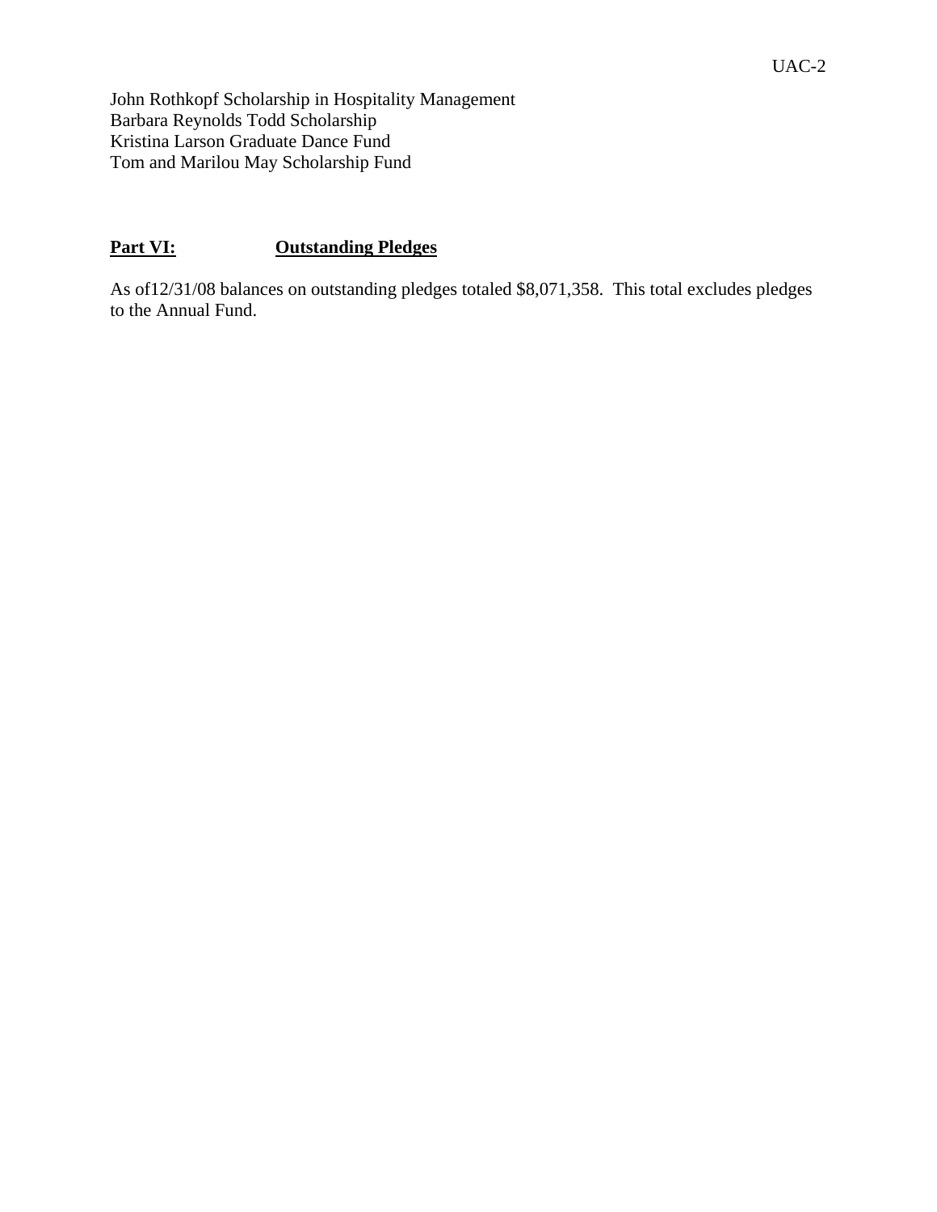John Rothkopf Scholarship in Hospitality Management
Barbara Reynolds Todd Scholarship
Kristina Larson Graduate Dance Fund
Tom and Marilou May Scholarship Fund

## **Part VI: Outstanding Pledges**

As of12/31/08 balances on outstanding pledges totaled $8,071,358. This total excludes pledges to the Annual Fund.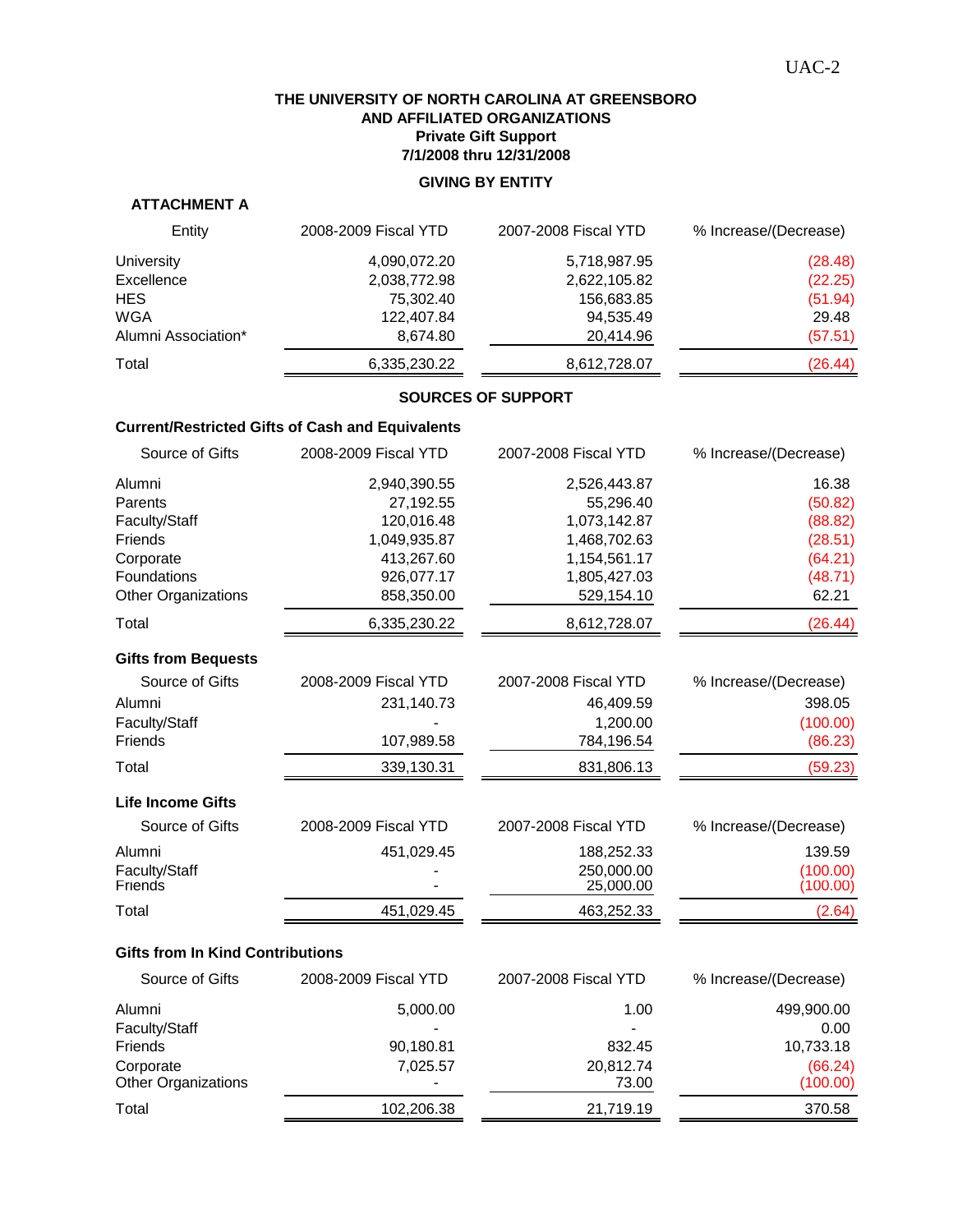UAC-2

**THE UNIVERSITY OF NORTH CAROLINA AT GREENSBORO**
**AND AFFILIATED ORGANIZATIONS**
**Private Gift Support**
**7/1/2008 thru 12/31/2008**

## GIVING BY ENTITY

**ATTACHMENT A**

| Entity | 2008-2009 Fiscal YTD | 2007-2008 Fiscal YTD | % Increase/(Decrease) |
|---|---|---|---|
| University | 4,090,072.20 | 5,718,987.95 | (28.48) |
| Excellence | 2,038,772.98 | 2,622,105.82 | (22.25) |
| HES | 75,302.40 | 156,683.85 | (51.94) |
| WGA | 122,407.84 | 94,535.49 | 29.48 |
| Alumni Association* | 8,674.80 | 20,414.96 | (57.51) |
| Total | 6,335,230.22 | 8,612,728.07 | (26.44) |

## SOURCES OF SUPPORT

### Current/Restricted Gifts of Cash and Equivalents

| Source of Gifts | 2008-2009 Fiscal YTD | 2007-2008 Fiscal YTD | % Increase/(Decrease) |
|---|---|---|---|
| Alumni | 2,940,390.55 | 2,526,443.87 | 16.38 |
| Parents | 27,192.55 | 55,296.40 | (50.82) |
| Faculty/Staff | 120,016.48 | 1,073,142.87 | (88.82) |
| Friends | 1,049,935.87 | 1,468,702.63 | (28.51) |
| Corporate | 413,267.60 | 1,154,561.17 | (64.21) |
| Foundations | 926,077.17 | 1,805,427.03 | (48.71) |
| Other Organizations | 858,350.00 | 529,154.10 | 62.21 |
| Total | 6,335,230.22 | 8,612,728.07 | (26.44) |

### Gifts from Bequests

| Source of Gifts | 2008-2009 Fiscal YTD | 2007-2008 Fiscal YTD | % Increase/(Decrease) |
|---|---|---|---|
| Alumni | 231,140.73 | 46,409.59 | 398.05 |
| Faculty/Staff | - | 1,200.00 | (100.00) |
| Friends | 107,989.58 | 784,196.54 | (86.23) |
| Total | 339,130.31 | 831,806.13 | (59.23) |

### Life Income Gifts

| Source of Gifts | 2008-2009 Fiscal YTD | 2007-2008 Fiscal YTD | % Increase/(Decrease) |
|---|---|---|---|
| Alumni | 451,029.45 | 188,252.33 | 139.59 |
| Faculty/Staff | - | 250,000.00 | (100.00) |
| Friends | - | 25,000.00 | (100.00) |
| Total | 451,029.45 | 463,252.33 | (2.64) |

### Gifts from In Kind Contributions

| Source of Gifts | 2008-2009 Fiscal YTD | 2007-2008 Fiscal YTD | % Increase/(Decrease) |
|---|---|---|---|
| Alumni | 5,000.00 | 1.00 | 499,900.00 |
| Faculty/Staff | - | - | 0.00 |
| Friends | 90,180.81 | 832.45 | 10,733.18 |
| Corporate | 7,025.57 | 20,812.74 | (66.24) |
| Other Organizations | - | 73.00 | (100.00) |
| Total | 102,206.38 | 21,719.19 | 370.58 |